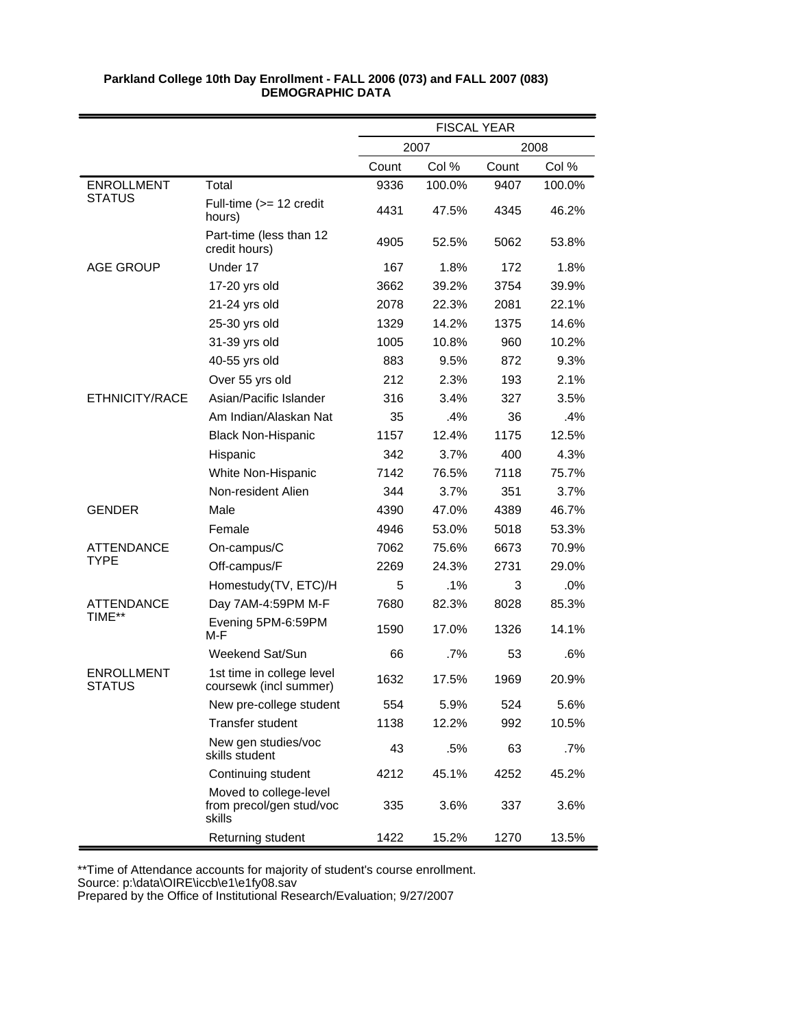**Parkland College 10th Day Enrollment - FALL 2006 (073) and FALL 2007 (083)**
**DEMOGRAPHIC DATA**

| | | FISCAL YEAR | | | |
|---|---|---|---|---|---|
| | | 2007 | | 2008 | |
| | | Count | Col % | Count | Col % |
| ENROLLMENT STATUS | Total | 9336 | 100.0% | 9407 | 100.0% |
| | Full-time (>= 12 credit hours) | 4431 | 47.5% | 4345 | 46.2% |
| | Part-time (less than 12 credit hours) | 4905 | 52.5% | 5062 | 53.8% |
| AGE GROUP | Under 17 | 167 | 1.8% | 172 | 1.8% |
| | 17-20 yrs old | 3662 | 39.2% | 3754 | 39.9% |
| | 21-24 yrs old | 2078 | 22.3% | 2081 | 22.1% |
| | 25-30 yrs old | 1329 | 14.2% | 1375 | 14.6% |
| | 31-39 yrs old | 1005 | 10.8% | 960 | 10.2% |
| | 40-55 yrs old | 883 | 9.5% | 872 | 9.3% |
| | Over 55 yrs old | 212 | 2.3% | 193 | 2.1% |
| ETHNICITY/RACE | Asian/Pacific Islander | 316 | 3.4% | 327 | 3.5% |
| | Am Indian/Alaskan Nat | 35 | .4% | 36 | .4% |
| | Black Non-Hispanic | 1157 | 12.4% | 1175 | 12.5% |
| | Hispanic | 342 | 3.7% | 400 | 4.3% |
| | White Non-Hispanic | 7142 | 76.5% | 7118 | 75.7% |
| | Non-resident Alien | 344 | 3.7% | 351 | 3.7% |
| GENDER | Male | 4390 | 47.0% | 4389 | 46.7% |
| | Female | 4946 | 53.0% | 5018 | 53.3% |
| ATTENDANCE TYPE | On-campus/C | 7062 | 75.6% | 6673 | 70.9% |
| | Off-campus/F | 2269 | 24.3% | 2731 | 29.0% |
| | Homestudy(TV, ETC)/H | 5 | .1% | 3 | .0% |
| ATTENDANCE TIME** | Day 7AM-4:59PM M-F | 7680 | 82.3% | 8028 | 85.3% |
| | Evening 5PM-6:59PM M-F | 1590 | 17.0% | 1326 | 14.1% |
| | Weekend Sat/Sun | 66 | .7% | 53 | .6% |
| ENROLLMENT STATUS | 1st time in college level coursewk (incl summer) | 1632 | 17.5% | 1969 | 20.9% |
| | New pre-college student | 554 | 5.9% | 524 | 5.6% |
| | Transfer student | 1138 | 12.2% | 992 | 10.5% |
| | New gen studies/voc skills student | 43 | .5% | 63 | .7% |
| | Continuing student | 4212 | 45.1% | 4252 | 45.2% |
| | Moved to college-level from precol/gen stud/voc skills | 335 | 3.6% | 337 | 3.6% |
| | Returning student | 1422 | 15.2% | 1270 | 13.5% |

**Time of Attendance accounts for majority of student's course enrollment.
Source: p:\data\OIRE\iccb\e1\e1fy08.sav
Prepared by the Office of Institutional Research/Evaluation; 9/27/2007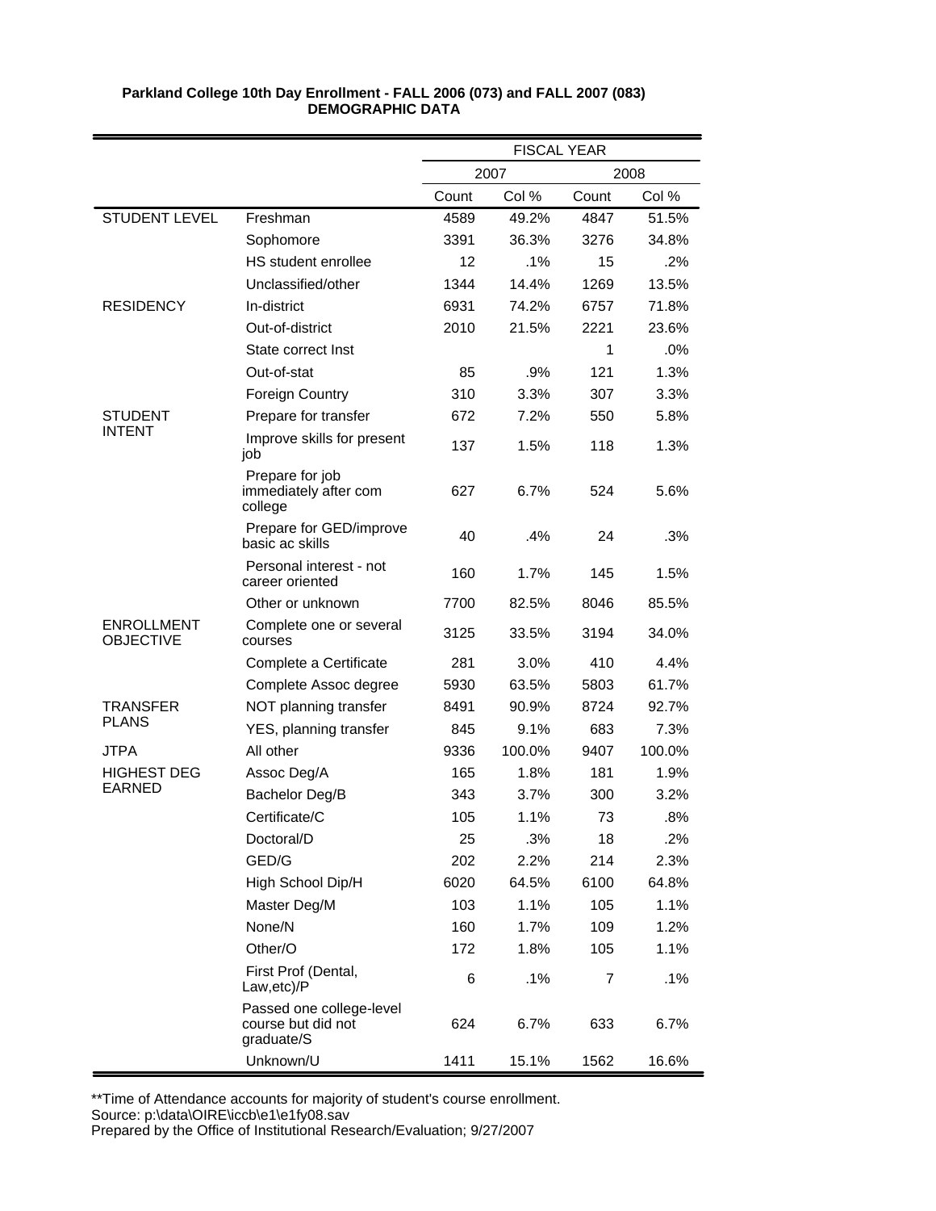**Parkland College 10th Day Enrollment - FALL 2006 (073) and FALL 2007 (083)**
**DEMOGRAPHIC DATA**

| | | FISCAL YEAR | | | |
|---|---|---|---|---|---|
| | | 2007 | | 2008 | |
| | | Count | Col % | Count | Col % |
| STUDENT LEVEL | Freshman | 4589 | 49.2% | 4847 | 51.5% |
| | Sophomore | 3391 | 36.3% | 3276 | 34.8% |
| | HS student enrollee | 12 | .1% | 15 | .2% |
| | Unclassified/other | 1344 | 14.4% | 1269 | 13.5% |
| RESIDENCY | In-district | 6931 | 74.2% | 6757 | 71.8% |
| | Out-of-district | 2010 | 21.5% | 2221 | 23.6% |
| | State correct Inst | | | 1 | .0% |
| | Out-of-stat | 85 | .9% | 121 | 1.3% |
| | Foreign Country | 310 | 3.3% | 307 | 3.3% |
| STUDENT INTENT | Prepare for transfer | 672 | 7.2% | 550 | 5.8% |
| | Improve skills for present job | 137 | 1.5% | 118 | 1.3% |
| | Prepare for job immediately after com college | 627 | 6.7% | 524 | 5.6% |
| | Prepare for GED/improve basic ac skills | 40 | .4% | 24 | .3% |
| | Personal interest - not career oriented | 160 | 1.7% | 145 | 1.5% |
| | Other or unknown | 7700 | 82.5% | 8046 | 85.5% |
| ENROLLMENT OBJECTIVE | Complete one or several courses | 3125 | 33.5% | 3194 | 34.0% |
| | Complete a Certificate | 281 | 3.0% | 410 | 4.4% |
| | Complete Assoc degree | 5930 | 63.5% | 5803 | 61.7% |
| TRANSFER PLANS | NOT planning transfer | 8491 | 90.9% | 8724 | 92.7% |
| | YES, planning transfer | 845 | 9.1% | 683 | 7.3% |
| JTPA | All other | 9336 | 100.0% | 9407 | 100.0% |
| HIGHEST DEG EARNED | Assoc Deg/A | 165 | 1.8% | 181 | 1.9% |
| | Bachelor Deg/B | 343 | 3.7% | 300 | 3.2% |
| | Certificate/C | 105 | 1.1% | 73 | .8% |
| | Doctoral/D | 25 | .3% | 18 | .2% |
| | GED/G | 202 | 2.2% | 214 | 2.3% |
| | High School Dip/H | 6020 | 64.5% | 6100 | 64.8% |
| | Master Deg/M | 103 | 1.1% | 105 | 1.1% |
| | None/N | 160 | 1.7% | 109 | 1.2% |
| | Other/O | 172 | 1.8% | 105 | 1.1% |
| | First Prof (Dental, Law,etc)/P | 6 | .1% | 7 | .1% |
| | Passed one college-level course but did not graduate/S | 624 | 6.7% | 633 | 6.7% |
| | Unknown/U | 1411 | 15.1% | 1562 | 16.6% |

**Time of Attendance accounts for majority of student's course enrollment.
Source: p:\data\OIRE\iccb\e1\e1fy08.sav
Prepared by the Office of Institutional Research/Evaluation; 9/27/2007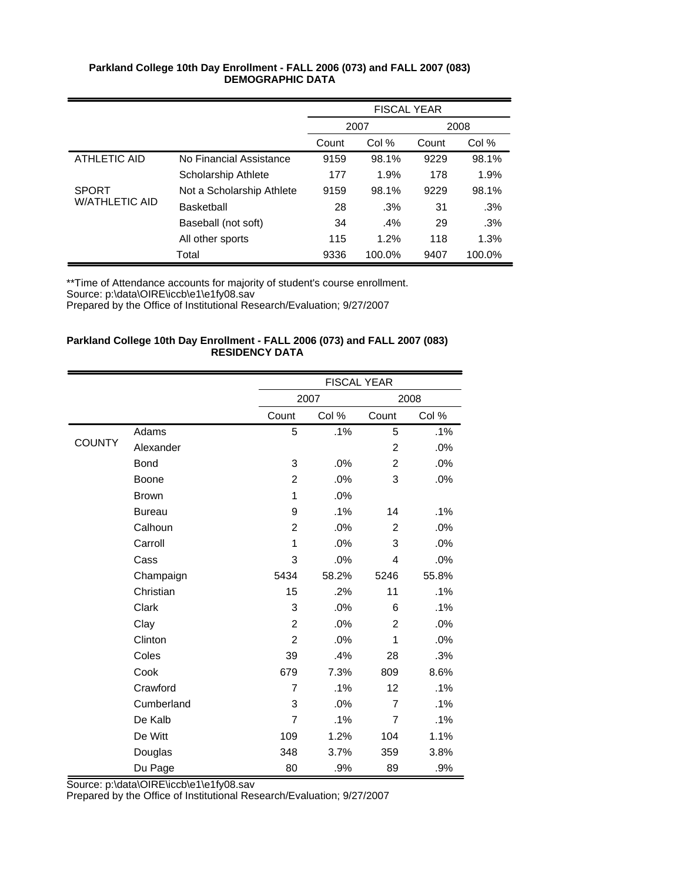**Parkland College 10th Day Enrollment - FALL 2006 (073) and FALL 2007 (083)**
**DEMOGRAPHIC DATA**

| | | FISCAL YEAR | | | |
|---|---|---|---|---|---|
| | | 2007 | | 2008 | |
| | | Count | Col % | Count | Col % |
| ATHLETIC AID | No Financial Assistance | 9159 | 98.1% | 9229 | 98.1% |
| | Scholarship Athlete | 177 | 1.9% | 178 | 1.9% |
| SPORT W/ATHLETIC AID | Not a Scholarship Athlete | 9159 | 98.1% | 9229 | 98.1% |
| | Basketball | 28 | .3% | 31 | .3% |
| | Baseball (not soft) | 34 | .4% | 29 | .3% |
| | All other sports | 115 | 1.2% | 118 | 1.3% |
| | Total | 9336 | 100.0% | 9407 | 100.0% |

**Time of Attendance accounts for majority of student's course enrollment.
Source: p:\data\OIRE\iccb\e1\e1fy08.sav
Prepared by the Office of Institutional Research/Evaluation; 9/27/2007

**Parkland College 10th Day Enrollment - FALL 2006 (073) and FALL 2007 (083)**
**RESIDENCY DATA**

| | | FISCAL YEAR | | | |
|---|---|---|---|---|---|
| | | 2007 | | 2008 | |
| | | Count | Col % | Count | Col % |
| COUNTY | Adams | 5 | .1% | 5 | .1% |
| | Alexander | | | 2 | .0% |
| | Bond | 3 | .0% | 2 | .0% |
| | Boone | 2 | .0% | 3 | .0% |
| | Brown | 1 | .0% | | |
| | Bureau | 9 | .1% | 14 | .1% |
| | Calhoun | 2 | .0% | 2 | .0% |
| | Carroll | 1 | .0% | 3 | .0% |
| | Cass | 3 | .0% | 4 | .0% |
| | Champaign | 5434 | 58.2% | 5246 | 55.8% |
| | Christian | 15 | .2% | 11 | .1% |
| | Clark | 3 | .0% | 6 | .1% |
| | Clay | 2 | .0% | 2 | .0% |
| | Clinton | 2 | .0% | 1 | .0% |
| | Coles | 39 | .4% | 28 | .3% |
| | Cook | 679 | 7.3% | 809 | 8.6% |
| | Crawford | 7 | .1% | 12 | .1% |
| | Cumberland | 3 | .0% | 7 | .1% |
| | De Kalb | 7 | .1% | 7 | .1% |
| | De Witt | 109 | 1.2% | 104 | 1.1% |
| | Douglas | 348 | 3.7% | 359 | 3.8% |
| | Du Page | 80 | .9% | 89 | .9% |

Source: p:\data\OIRE\iccb\e1\e1fy08.sav
Prepared by the Office of Institutional Research/Evaluation; 9/27/2007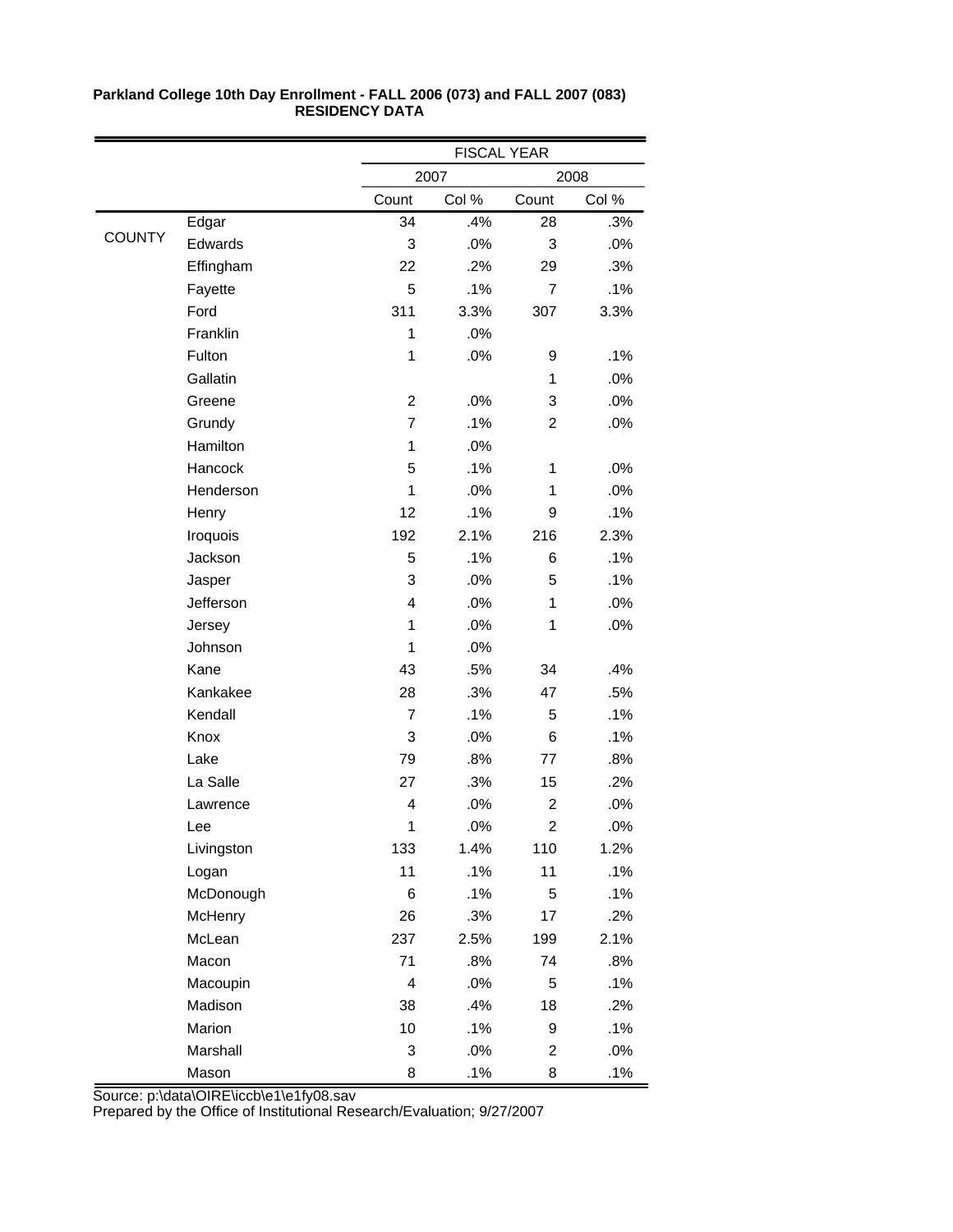**Parkland College 10th Day Enrollment - FALL 2006 (073) and FALL 2007 (083)**
**RESIDENCY DATA**

| | | FISCAL YEAR | | | |
|---|---|---|---|---|---|
| | | 2007 | | 2008 | |
| | | Count | Col % | Count | Col % |
| COUNTY | Edgar | 34 | .4% | 28 | .3% |
| | Edwards | 3 | .0% | 3 | .0% |
| | Effingham | 22 | .2% | 29 | .3% |
| | Fayette | 5 | .1% | 7 | .1% |
| | Ford | 311 | 3.3% | 307 | 3.3% |
| | Franklin | 1 | .0% | | |
| | Fulton | 1 | .0% | 9 | .1% |
| | Gallatin | | | 1 | .0% |
| | Greene | 2 | .0% | 3 | .0% |
| | Grundy | 7 | .1% | 2 | .0% |
| | Hamilton | 1 | .0% | | |
| | Hancock | 5 | .1% | 1 | .0% |
| | Henderson | 1 | .0% | 1 | .0% |
| | Henry | 12 | .1% | 9 | .1% |
| | Iroquois | 192 | 2.1% | 216 | 2.3% |
| | Jackson | 5 | .1% | 6 | .1% |
| | Jasper | 3 | .0% | 5 | .1% |
| | Jefferson | 4 | .0% | 1 | .0% |
| | Jersey | 1 | .0% | 1 | .0% |
| | Johnson | 1 | .0% | | |
| | Kane | 43 | .5% | 34 | .4% |
| | Kankakee | 28 | .3% | 47 | .5% |
| | Kendall | 7 | .1% | 5 | .1% |
| | Knox | 3 | .0% | 6 | .1% |
| | Lake | 79 | .8% | 77 | .8% |
| | La Salle | 27 | .3% | 15 | .2% |
| | Lawrence | 4 | .0% | 2 | .0% |
| | Lee | 1 | .0% | 2 | .0% |
| | Livingston | 133 | 1.4% | 110 | 1.2% |
| | Logan | 11 | .1% | 11 | .1% |
| | McDonough | 6 | .1% | 5 | .1% |
| | McHenry | 26 | .3% | 17 | .2% |
| | McLean | 237 | 2.5% | 199 | 2.1% |
| | Macon | 71 | .8% | 74 | .8% |
| | Macoupin | 4 | .0% | 5 | .1% |
| | Madison | 38 | .4% | 18 | .2% |
| | Marion | 10 | .1% | 9 | .1% |
| | Marshall | 3 | .0% | 2 | .0% |
| | Mason | 8 | .1% | 8 | .1% |

Source: p:\data\OIRE\iccb\e1\e1fy08.sav
Prepared by the Office of Institutional Research/Evaluation; 9/27/2007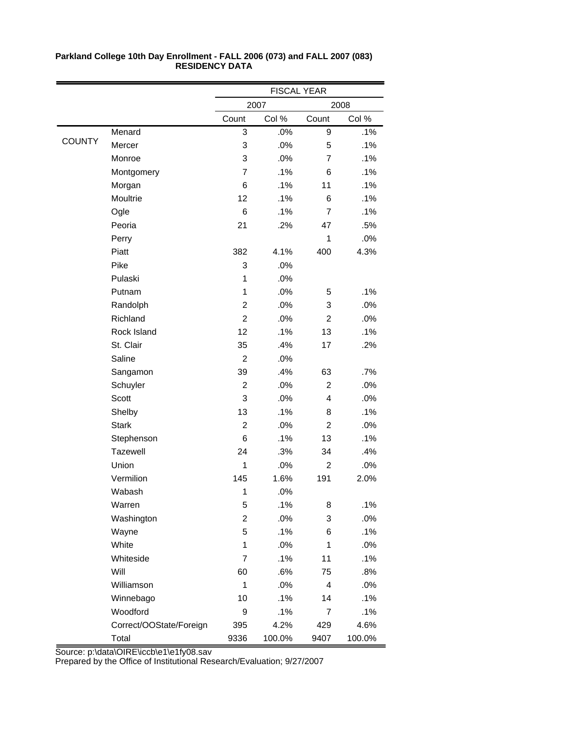**Parkland College 10th Day Enrollment - FALL 2006 (073) and FALL 2007 (083)**
**RESIDENCY DATA**

| | | FISCAL YEAR | | | |
|---|---|---|---|---|---|
| | | 2007 | | 2008 | |
| | | Count | Col % | Count | Col % |
| COUNTY | Menard | 3 | .0% | 9 | .1% |
| | Mercer | 3 | .0% | 5 | .1% |
| | Monroe | 3 | .0% | 7 | .1% |
| | Montgomery | 7 | .1% | 6 | .1% |
| | Morgan | 6 | .1% | 11 | .1% |
| | Moultrie | 12 | .1% | 6 | .1% |
| | Ogle | 6 | .1% | 7 | .1% |
| | Peoria | 21 | .2% | 47 | .5% |
| | Perry | | | 1 | .0% |
| | Piatt | 382 | 4.1% | 400 | 4.3% |
| | Pike | 3 | .0% | | |
| | Pulaski | 1 | .0% | | |
| | Putnam | 1 | .0% | 5 | .1% |
| | Randolph | 2 | .0% | 3 | .0% |
| | Richland | 2 | .0% | 2 | .0% |
| | Rock Island | 12 | .1% | 13 | .1% |
| | St. Clair | 35 | .4% | 17 | .2% |
| | Saline | 2 | .0% | | |
| | Sangamon | 39 | .4% | 63 | .7% |
| | Schuyler | 2 | .0% | 2 | .0% |
| | Scott | 3 | .0% | 4 | .0% |
| | Shelby | 13 | .1% | 8 | .1% |
| | Stark | 2 | .0% | 2 | .0% |
| | Stephenson | 6 | .1% | 13 | .1% |
| | Tazewell | 24 | .3% | 34 | .4% |
| | Union | 1 | .0% | 2 | .0% |
| | Vermilion | 145 | 1.6% | 191 | 2.0% |
| | Wabash | 1 | .0% | | |
| | Warren | 5 | .1% | 8 | .1% |
| | Washington | 2 | .0% | 3 | .0% |
| | Wayne | 5 | .1% | 6 | .1% |
| | White | 1 | .0% | 1 | .0% |
| | Whiteside | 7 | .1% | 11 | .1% |
| | Will | 60 | .6% | 75 | .8% |
| | Williamson | 1 | .0% | 4 | .0% |
| | Winnebago | 10 | .1% | 14 | .1% |
| | Woodford | 9 | .1% | 7 | .1% |
| | Correct/OOState/Foreign | 395 | 4.2% | 429 | 4.6% |
| | Total | 9336 | 100.0% | 9407 | 100.0% |

Source: p:\data\OIRE\iccb\e1\e1fy08.sav
Prepared by the Office of Institutional Research/Evaluation; 9/27/2007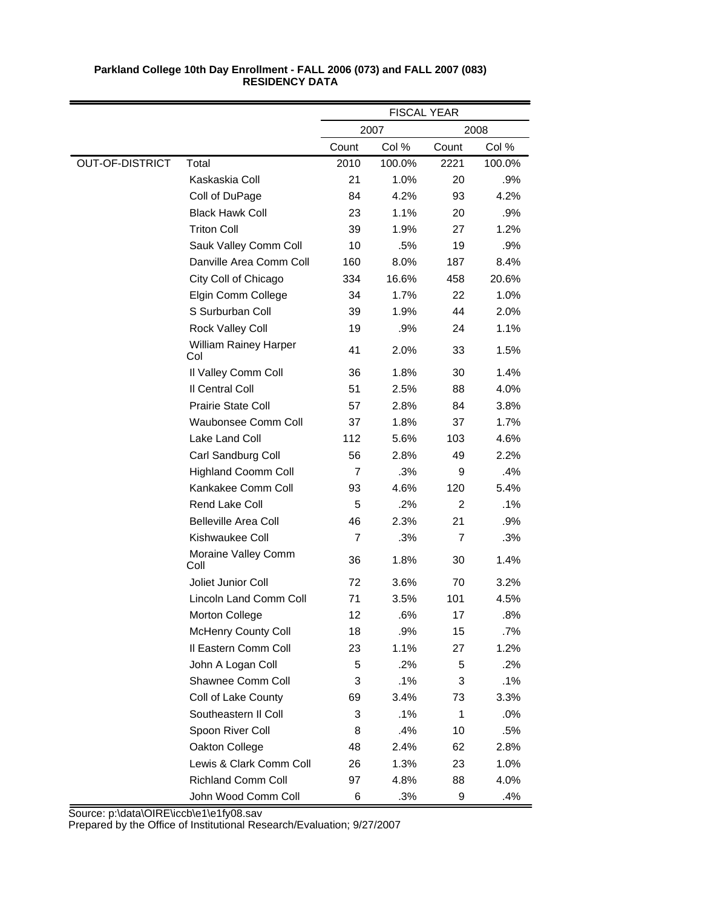**Parkland College 10th Day Enrollment - FALL 2006 (073) and FALL 2007 (083)**
**RESIDENCY DATA**

| | | FISCAL YEAR | | | |
|---|---|---|---|---|---|
| | | 2007 | | 2008 | |
| | | Count | Col % | Count | Col % |
| OUT-OF-DISTRICT | Total | 2010 | 100.0% | 2221 | 100.0% |
| | Kaskaskia Coll | 21 | 1.0% | 20 | .9% |
| | Coll of DuPage | 84 | 4.2% | 93 | 4.2% |
| | Black Hawk Coll | 23 | 1.1% | 20 | .9% |
| | Triton Coll | 39 | 1.9% | 27 | 1.2% |
| | Sauk Valley Comm Coll | 10 | .5% | 19 | .9% |
| | Danville Area Comm Coll | 160 | 8.0% | 187 | 8.4% |
| | City Coll of Chicago | 334 | 16.6% | 458 | 20.6% |
| | Elgin Comm College | 34 | 1.7% | 22 | 1.0% |
| | S Surburban Coll | 39 | 1.9% | 44 | 2.0% |
| | Rock Valley Coll | 19 | .9% | 24 | 1.1% |
| | William Rainey Harper Col | 41 | 2.0% | 33 | 1.5% |
| | Il Valley Comm Coll | 36 | 1.8% | 30 | 1.4% |
| | Il Central Coll | 51 | 2.5% | 88 | 4.0% |
| | Prairie State Coll | 57 | 2.8% | 84 | 3.8% |
| | Waubonsee Comm Coll | 37 | 1.8% | 37 | 1.7% |
| | Lake Land Coll | 112 | 5.6% | 103 | 4.6% |
| | Carl Sandburg Coll | 56 | 2.8% | 49 | 2.2% |
| | Highland Coomm Coll | 7 | .3% | 9 | .4% |
| | Kankakee Comm Coll | 93 | 4.6% | 120 | 5.4% |
| | Rend Lake Coll | 5 | .2% | 2 | .1% |
| | Belleville Area Coll | 46 | 2.3% | 21 | .9% |
| | Kishwaukee Coll | 7 | .3% | 7 | .3% |
| | Moraine Valley Comm Coll | 36 | 1.8% | 30 | 1.4% |
| | Joliet Junior Coll | 72 | 3.6% | 70 | 3.2% |
| | Lincoln Land Comm Coll | 71 | 3.5% | 101 | 4.5% |
| | Morton College | 12 | .6% | 17 | .8% |
| | McHenry County Coll | 18 | .9% | 15 | .7% |
| | Il Eastern Comm Coll | 23 | 1.1% | 27 | 1.2% |
| | John A Logan Coll | 5 | .2% | 5 | .2% |
| | Shawnee Comm Coll | 3 | .1% | 3 | .1% |
| | Coll of Lake County | 69 | 3.4% | 73 | 3.3% |
| | Southeastern Il Coll | 3 | .1% | 1 | .0% |
| | Spoon River Coll | 8 | .4% | 10 | .5% |
| | Oakton College | 48 | 2.4% | 62 | 2.8% |
| | Lewis & Clark Comm Coll | 26 | 1.3% | 23 | 1.0% |
| | Richland Comm Coll | 97 | 4.8% | 88 | 4.0% |
| | John Wood Comm Coll | 6 | .3% | 9 | .4% |

Source: p:\data\OIRE\iccb\e1\e1fy08.sav
Prepared by the Office of Institutional Research/Evaluation; 9/27/2007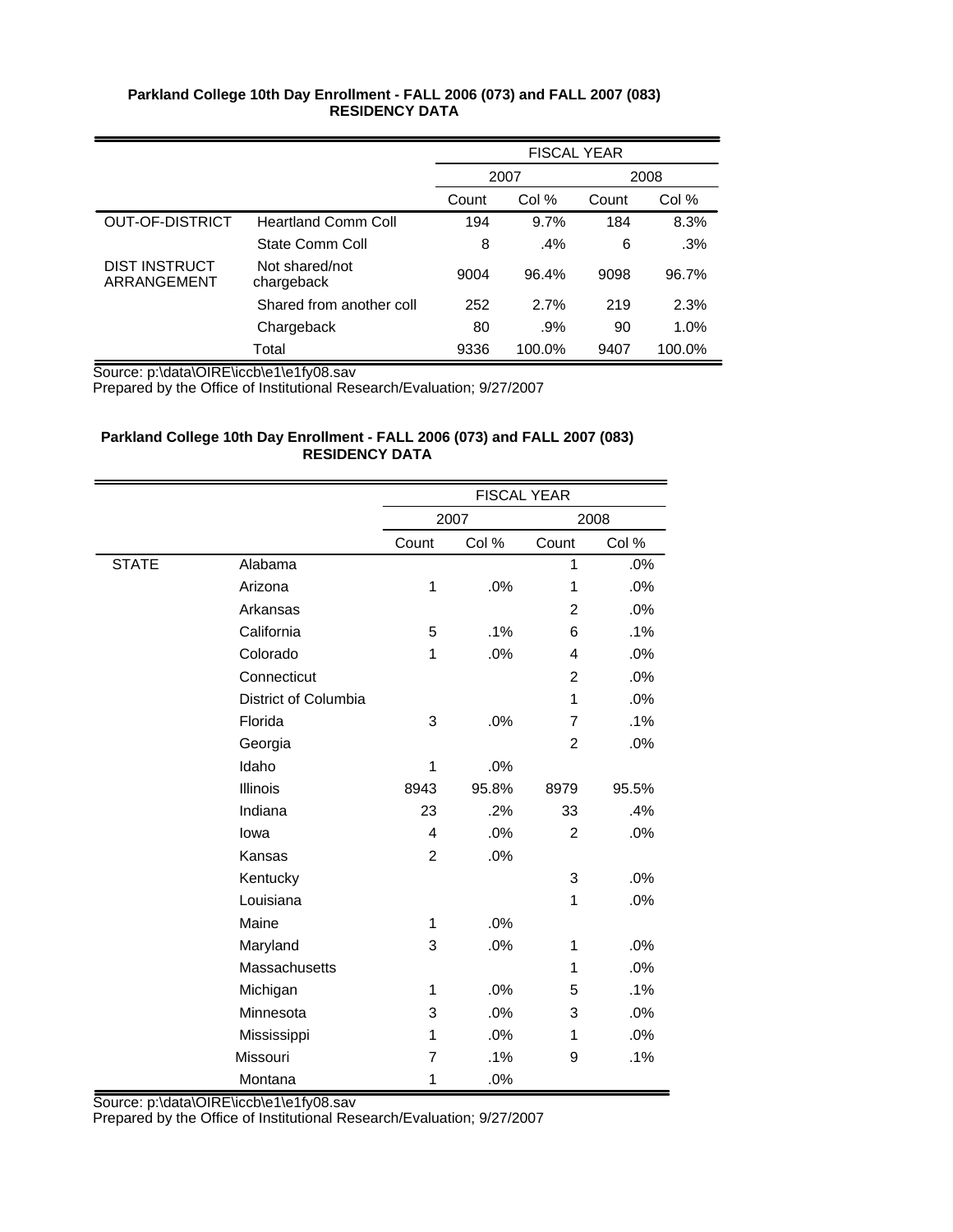**Parkland College 10th Day Enrollment - FALL 2006 (073) and FALL 2007 (083)**
**RESIDENCY DATA**

| | | FISCAL YEAR | | | |
|---|---|---|---|---|---|
| | | 2007 | | 2008 | |
| | | Count | Col % | Count | Col % |
| OUT-OF-DISTRICT | Heartland Comm Coll | 194 | 9.7% | 184 | 8.3% |
| | State Comm Coll | 8 | .4% | 6 | .3% |
| DIST INSTRUCT ARRANGEMENT | Not shared/not chargeback | 9004 | 96.4% | 9098 | 96.7% |
| | Shared from another coll | 252 | 2.7% | 219 | 2.3% |
| | Chargeback | 80 | .9% | 90 | 1.0% |
| | Total | 9336 | 100.0% | 9407 | 100.0% |

Source: p:\data\OIRE\iccb\e1\e1fy08.sav
Prepared by the Office of Institutional Research/Evaluation; 9/27/2007

**Parkland College 10th Day Enrollment - FALL 2006 (073) and FALL 2007 (083)**
**RESIDENCY DATA**

| | | FISCAL YEAR | | | |
|---|---|---|---|---|---|
| | | 2007 | | 2008 | |
| | | Count | Col % | Count | Col % |
| STATE | Alabama | | | 1 | .0% |
| | Arizona | 1 | .0% | 1 | .0% |
| | Arkansas | | | 2 | .0% |
| | California | 5 | .1% | 6 | .1% |
| | Colorado | 1 | .0% | 4 | .0% |
| | Connecticut | | | 2 | .0% |
| | District of Columbia | | | 1 | .0% |
| | Florida | 3 | .0% | 7 | .1% |
| | Georgia | | | 2 | .0% |
| | Idaho | 1 | .0% | | |
| | Illinois | 8943 | 95.8% | 8979 | 95.5% |
| | Indiana | 23 | .2% | 33 | .4% |
| | Iowa | 4 | .0% | 2 | .0% |
| | Kansas | 2 | .0% | | |
| | Kentucky | | | 3 | .0% |
| | Louisiana | | | 1 | .0% |
| | Maine | 1 | .0% | | |
| | Maryland | 3 | .0% | 1 | .0% |
| | Massachusetts | | | 1 | .0% |
| | Michigan | 1 | .0% | 5 | .1% |
| | Minnesota | 3 | .0% | 3 | .0% |
| | Mississippi | 1 | .0% | 1 | .0% |
| | Missouri | 7 | .1% | 9 | .1% |
| | Montana | 1 | .0% | | |

Source: p:\data\OIRE\iccb\e1\e1fy08.sav
Prepared by the Office of Institutional Research/Evaluation; 9/27/2007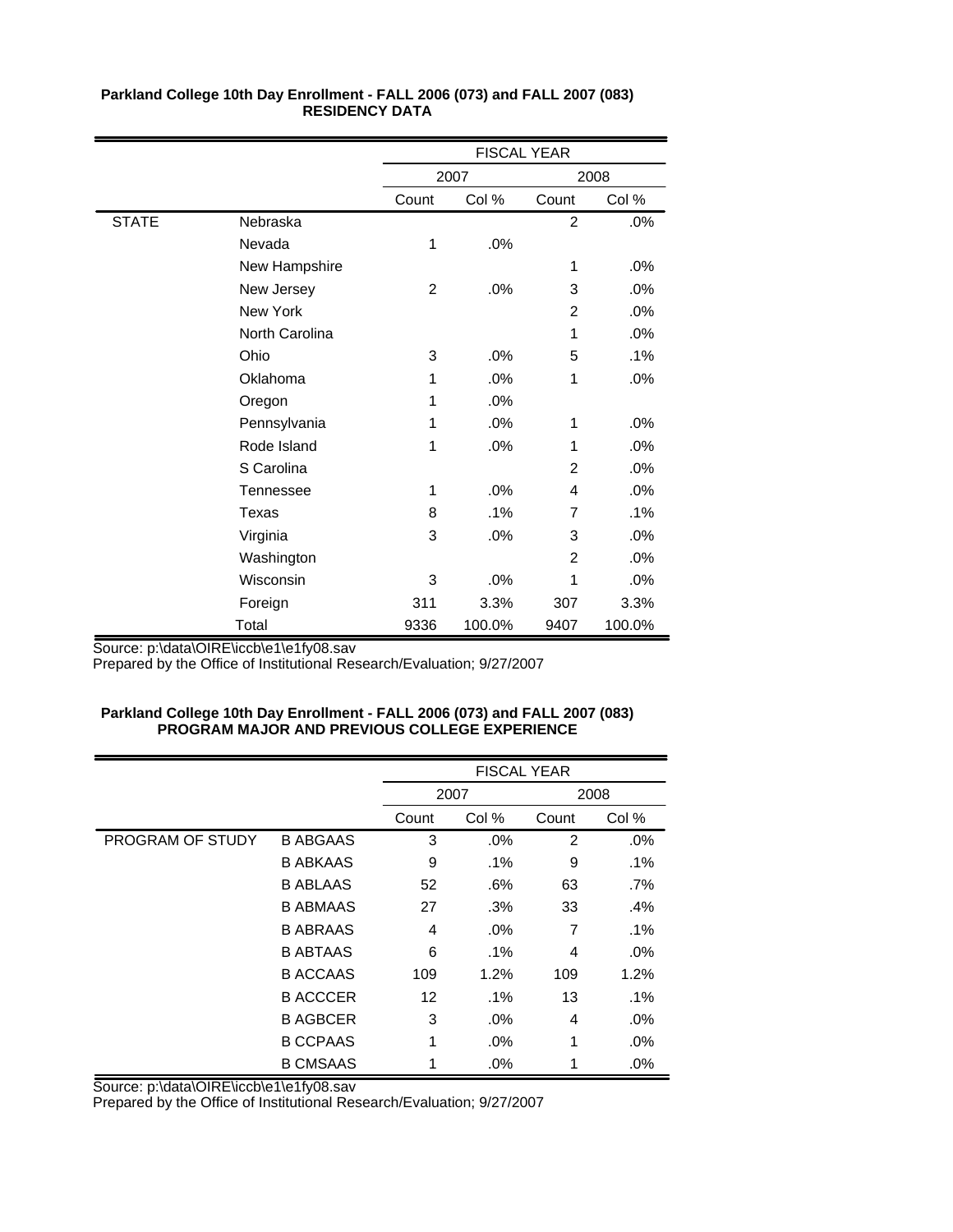**Parkland College 10th Day Enrollment - FALL 2006 (073) and FALL 2007 (083)**
**RESIDENCY DATA**

| | | FISCAL YEAR | | | |
|---|---|---|---|---|---|
| | | 2007 | | 2008 | |
| | | Count | Col % | Count | Col % |
| STATE | Nebraska | | | 2 | .0% |
| | Nevada | 1 | .0% | | |
| | New Hampshire | | | 1 | .0% |
| | New Jersey | 2 | .0% | 3 | .0% |
| | New York | | | 2 | .0% |
| | North Carolina | | | 1 | .0% |
| | Ohio | 3 | .0% | 5 | .1% |
| | Oklahoma | 1 | .0% | 1 | .0% |
| | Oregon | 1 | .0% | | |
| | Pennsylvania | 1 | .0% | 1 | .0% |
| | Rode Island | 1 | .0% | 1 | .0% |
| | S Carolina | | | 2 | .0% |
| | Tennessee | 1 | .0% | 4 | .0% |
| | Texas | 8 | .1% | 7 | .1% |
| | Virginia | 3 | .0% | 3 | .0% |
| | Washington | | | 2 | .0% |
| | Wisconsin | 3 | .0% | 1 | .0% |
| | Foreign | 311 | 3.3% | 307 | 3.3% |
| | Total | 9336 | 100.0% | 9407 | 100.0% |

Source: p:\data\OIRE\iccb\e1\e1fy08.sav
Prepared by the Office of Institutional Research/Evaluation; 9/27/2007

**Parkland College 10th Day Enrollment - FALL 2006 (073) and FALL 2007 (083)**
**PROGRAM MAJOR AND PREVIOUS COLLEGE EXPERIENCE**

| | | FISCAL YEAR | | | |
|---|---|---|---|---|---|
| | | 2007 | | 2008 | |
| | | Count | Col % | Count | Col % |
| PROGRAM OF STUDY | B ABGAAS | 3 | .0% | 2 | .0% |
| | B ABKAAS | 9 | .1% | 9 | .1% |
| | B ABLAAS | 52 | .6% | 63 | .7% |
| | B ABMAAS | 27 | .3% | 33 | .4% |
| | B ABRAAS | 4 | .0% | 7 | .1% |
| | B ABTAAS | 6 | .1% | 4 | .0% |
| | B ACCAAS | 109 | 1.2% | 109 | 1.2% |
| | B ACCCER | 12 | .1% | 13 | .1% |
| | B AGBCER | 3 | .0% | 4 | .0% |
| | B CCPAAS | 1 | .0% | 1 | .0% |
| | B CMSAAS | 1 | .0% | 1 | .0% |

Source: p:\data\OIRE\iccb\e1\e1fy08.sav
Prepared by the Office of Institutional Research/Evaluation; 9/27/2007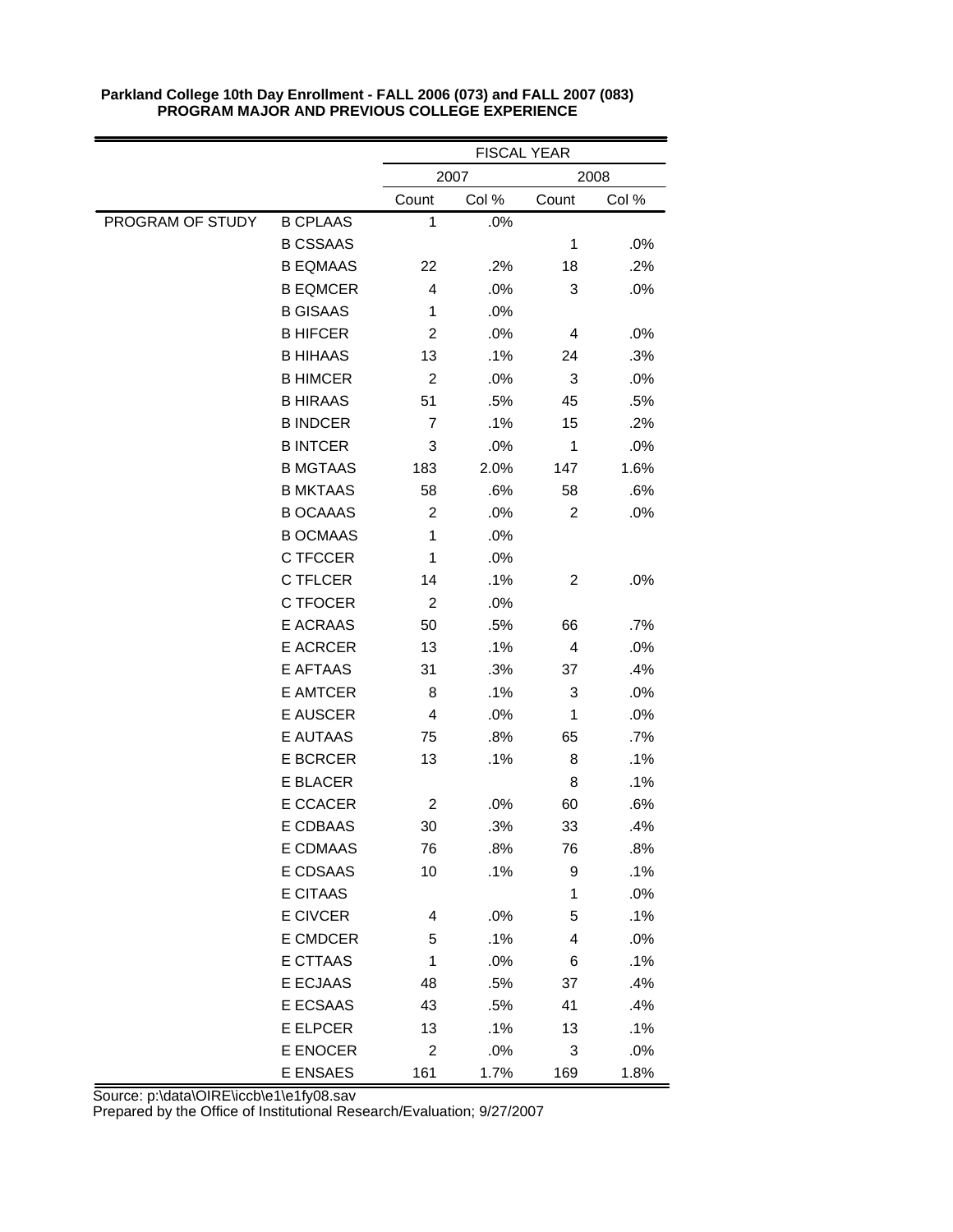**Parkland College 10th Day Enrollment - FALL 2006 (073) and FALL 2007 (083)**
**PROGRAM MAJOR AND PREVIOUS COLLEGE EXPERIENCE**

| | | FISCAL YEAR | | | |
|---|---|---|---|---|---|
| | | 2007 | | 2008 | |
| | | Count | Col % | Count | Col % |
| PROGRAM OF STUDY | B CPLAAS | 1 | .0% | | |
| | B CSSAAS | | | 1 | .0% |
| | B EQMAAS | 22 | .2% | 18 | .2% |
| | B EQMCER | 4 | .0% | 3 | .0% |
| | B GISAAS | 1 | .0% | | |
| | B HIFCER | 2 | .0% | 4 | .0% |
| | B HIHAAS | 13 | .1% | 24 | .3% |
| | B HIMCER | 2 | .0% | 3 | .0% |
| | B HIRAAS | 51 | .5% | 45 | .5% |
| | B INDCER | 7 | .1% | 15 | .2% |
| | B INTCER | 3 | .0% | 1 | .0% |
| | B MGTAAS | 183 | 2.0% | 147 | 1.6% |
| | B MKTAAS | 58 | .6% | 58 | .6% |
| | B OCAAAS | 2 | .0% | 2 | .0% |
| | B OCMAAS | 1 | .0% | | |
| | C TFCCER | 1 | .0% | | |
| | C TFLCER | 14 | .1% | 2 | .0% |
| | C TFOCER | 2 | .0% | | |
| | E ACRAAS | 50 | .5% | 66 | .7% |
| | E ACRCER | 13 | .1% | 4 | .0% |
| | E AFTAAS | 31 | .3% | 37 | .4% |
| | E AMTCER | 8 | .1% | 3 | .0% |
| | E AUSCER | 4 | .0% | 1 | .0% |
| | E AUTAAS | 75 | .8% | 65 | .7% |
| | E BCRCER | 13 | .1% | 8 | .1% |
| | E BLACER | | | 8 | .1% |
| | E CCACER | 2 | .0% | 60 | .6% |
| | E CDBAAS | 30 | .3% | 33 | .4% |
| | E CDMAAS | 76 | .8% | 76 | .8% |
| | E CDSAAS | 10 | .1% | 9 | .1% |
| | E CITAAS | | | 1 | .0% |
| | E CIVCER | 4 | .0% | 5 | .1% |
| | E CMDCER | 5 | .1% | 4 | .0% |
| | E CTTAAS | 1 | .0% | 6 | .1% |
| | E ECJAAS | 48 | .5% | 37 | .4% |
| | E ECSAAS | 43 | .5% | 41 | .4% |
| | E ELPCER | 13 | .1% | 13 | .1% |
| | E ENOCER | 2 | .0% | 3 | .0% |
| | E ENSAES | 161 | 1.7% | 169 | 1.8% |

Source: p:\data\OIRE\iccb\e1\e1fy08.sav
Prepared by the Office of Institutional Research/Evaluation; 9/27/2007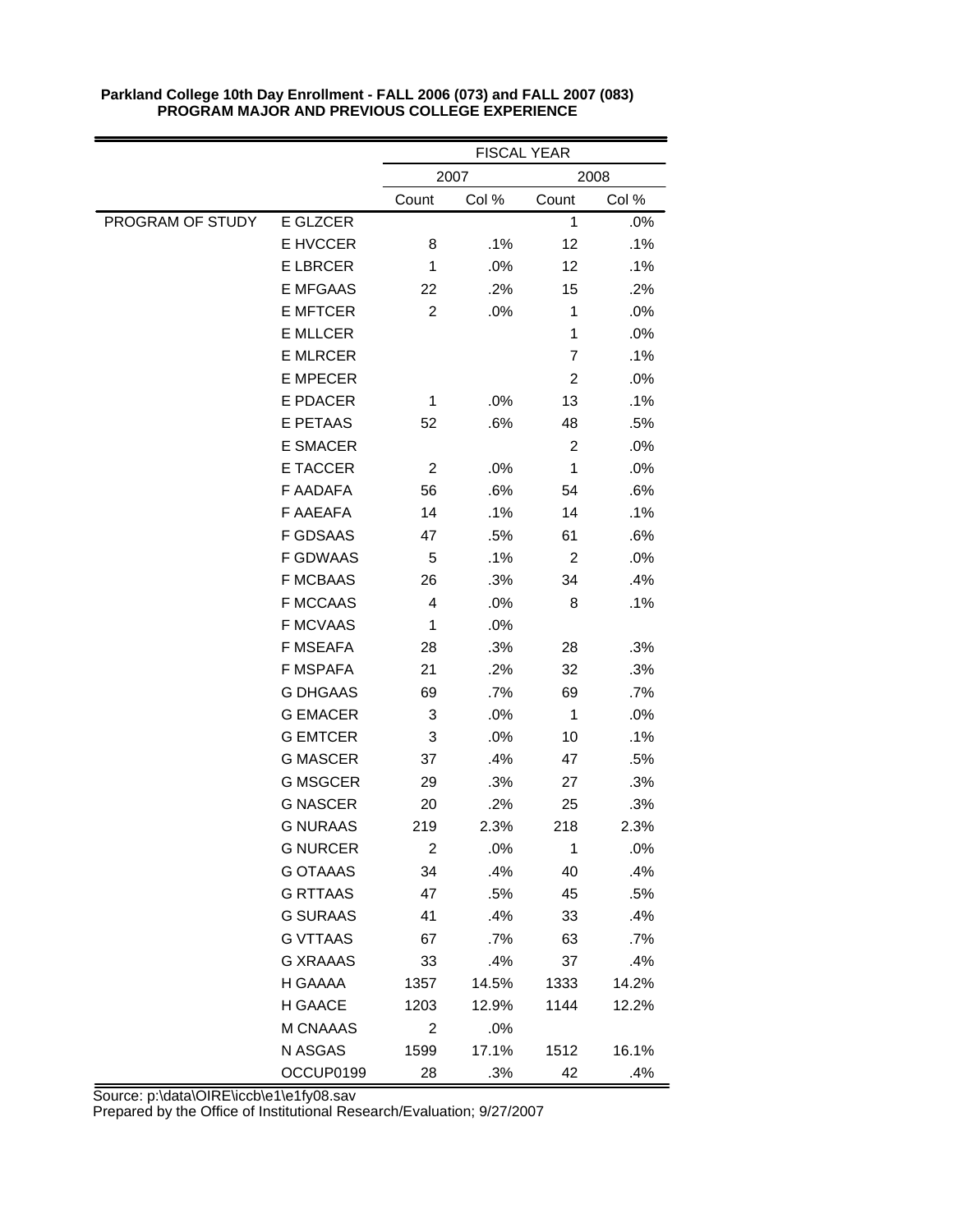**Parkland College 10th Day Enrollment - FALL 2006 (073) and FALL 2007 (083)**
**PROGRAM MAJOR AND PREVIOUS COLLEGE EXPERIENCE**

| | | FISCAL YEAR | | | |
|---|---|---|---|---|---|
| | | 2007 | | 2008 | |
| | | Count | Col % | Count | Col % |
| PROGRAM OF STUDY | E GLZCER | | | 1 | .0% |
| | E HVCCER | 8 | .1% | 12 | .1% |
| | E LBRCER | 1 | .0% | 12 | .1% |
| | E MFGAAS | 22 | .2% | 15 | .2% |
| | E MFTCER | 2 | .0% | 1 | .0% |
| | E MLLCER | | | 1 | .0% |
| | E MLRCER | | | 7 | .1% |
| | E MPECER | | | 2 | .0% |
| | E PDACER | 1 | .0% | 13 | .1% |
| | E PETAAS | 52 | .6% | 48 | .5% |
| | E SMACER | | | 2 | .0% |
| | E TACCER | 2 | .0% | 1 | .0% |
| | F AADAFA | 56 | .6% | 54 | .6% |
| | F AAEAFA | 14 | .1% | 14 | .1% |
| | F GDSAAS | 47 | .5% | 61 | .6% |
| | F GDWAAS | 5 | .1% | 2 | .0% |
| | F MCBAAS | 26 | .3% | 34 | .4% |
| | F MCCAAS | 4 | .0% | 8 | .1% |
| | F MCVAAS | 1 | .0% | | |
| | F MSEAFA | 28 | .3% | 28 | .3% |
| | F MSPAFA | 21 | .2% | 32 | .3% |
| | G DHGAAS | 69 | .7% | 69 | .7% |
| | G EMACER | 3 | .0% | 1 | .0% |
| | G EMTCER | 3 | .0% | 10 | .1% |
| | G MASCER | 37 | .4% | 47 | .5% |
| | G MSGCER | 29 | .3% | 27 | .3% |
| | G NASCER | 20 | .2% | 25 | .3% |
| | G NURAAS | 219 | 2.3% | 218 | 2.3% |
| | G NURCER | 2 | .0% | 1 | .0% |
| | G OTAAAS | 34 | .4% | 40 | .4% |
| | G RTTAAS | 47 | .5% | 45 | .5% |
| | G SURAAS | 41 | .4% | 33 | .4% |
| | G VTTAAS | 67 | .7% | 63 | .7% |
| | G XRAAAS | 33 | .4% | 37 | .4% |
| | H GAAAA | 1357 | 14.5% | 1333 | 14.2% |
| | H GAACE | 1203 | 12.9% | 1144 | 12.2% |
| | M CNAAAS | 2 | .0% | | |
| | N ASGAS | 1599 | 17.1% | 1512 | 16.1% |
| | OCCUP0199 | 28 | .3% | 42 | .4% |

Source: p:\data\OIRE\iccb\e1\e1fy08.sav
Prepared by the Office of Institutional Research/Evaluation; 9/27/2007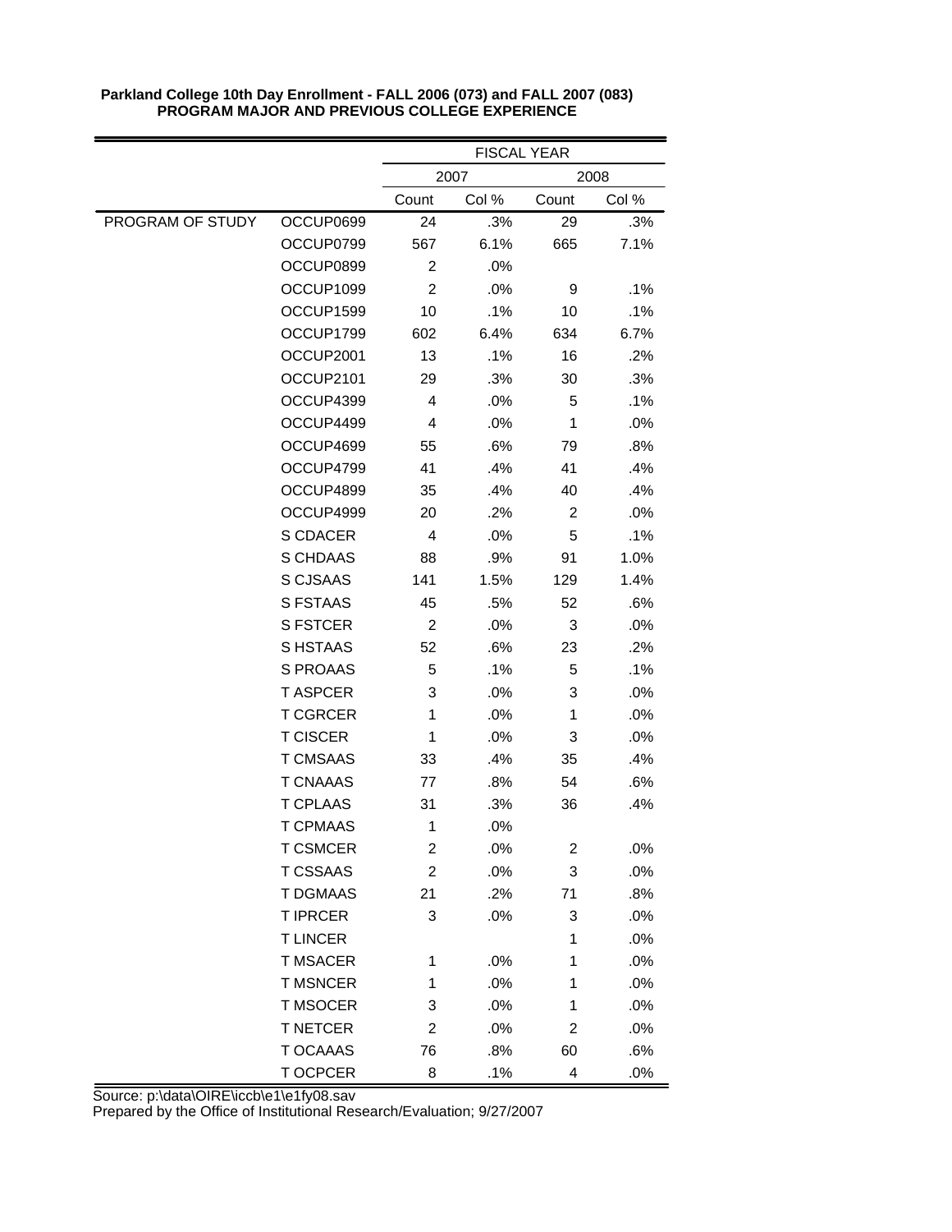**Parkland College 10th Day Enrollment - FALL 2006 (073) and FALL 2007 (083)**
**PROGRAM MAJOR AND PREVIOUS COLLEGE EXPERIENCE**

| | | FISCAL YEAR | | | |
|---|---|---|---|---|---|
| | | 2007 | | 2008 | |
| | | Count | Col % | Count | Col % |
| PROGRAM OF STUDY | OCCUP0699 | 24 | .3% | 29 | .3% |
| | OCCUP0799 | 567 | 6.1% | 665 | 7.1% |
| | OCCUP0899 | 2 | .0% | | |
| | OCCUP1099 | 2 | .0% | 9 | .1% |
| | OCCUP1599 | 10 | .1% | 10 | .1% |
| | OCCUP1799 | 602 | 6.4% | 634 | 6.7% |
| | OCCUP2001 | 13 | .1% | 16 | .2% |
| | OCCUP2101 | 29 | .3% | 30 | .3% |
| | OCCUP4399 | 4 | .0% | 5 | .1% |
| | OCCUP4499 | 4 | .0% | 1 | .0% |
| | OCCUP4699 | 55 | .6% | 79 | .8% |
| | OCCUP4799 | 41 | .4% | 41 | .4% |
| | OCCUP4899 | 35 | .4% | 40 | .4% |
| | OCCUP4999 | 20 | .2% | 2 | .0% |
| | S CDACER | 4 | .0% | 5 | .1% |
| | S CHDAAS | 88 | .9% | 91 | 1.0% |
| | S CJSAAS | 141 | 1.5% | 129 | 1.4% |
| | S FSTAAS | 45 | .5% | 52 | .6% |
| | S FSTCER | 2 | .0% | 3 | .0% |
| | S HSTAAS | 52 | .6% | 23 | .2% |
| | S PROAAS | 5 | .1% | 5 | .1% |
| | T ASPCER | 3 | .0% | 3 | .0% |
| | T CGRCER | 1 | .0% | 1 | .0% |
| | T CISCER | 1 | .0% | 3 | .0% |
| | T CMSAAS | 33 | .4% | 35 | .4% |
| | T CNAAAS | 77 | .8% | 54 | .6% |
| | T CPLAAS | 31 | .3% | 36 | .4% |
| | T CPMAAS | 1 | .0% | | |
| | T CSMCER | 2 | .0% | 2 | .0% |
| | T CSSAAS | 2 | .0% | 3 | .0% |
| | T DGMAAS | 21 | .2% | 71 | .8% |
| | T IPRCER | 3 | .0% | 3 | .0% |
| | T LINCER | | | 1 | .0% |
| | T MSACER | 1 | .0% | 1 | .0% |
| | T MSNCER | 1 | .0% | 1 | .0% |
| | T MSOCER | 3 | .0% | 1 | .0% |
| | T NETCER | 2 | .0% | 2 | .0% |
| | T OCAAAS | 76 | .8% | 60 | .6% |
| | T OCPCER | 8 | .1% | 4 | .0% |

Source: p:\data\OIRE\iccb\e1\e1fy08.sav
Prepared by the Office of Institutional Research/Evaluation; 9/27/2007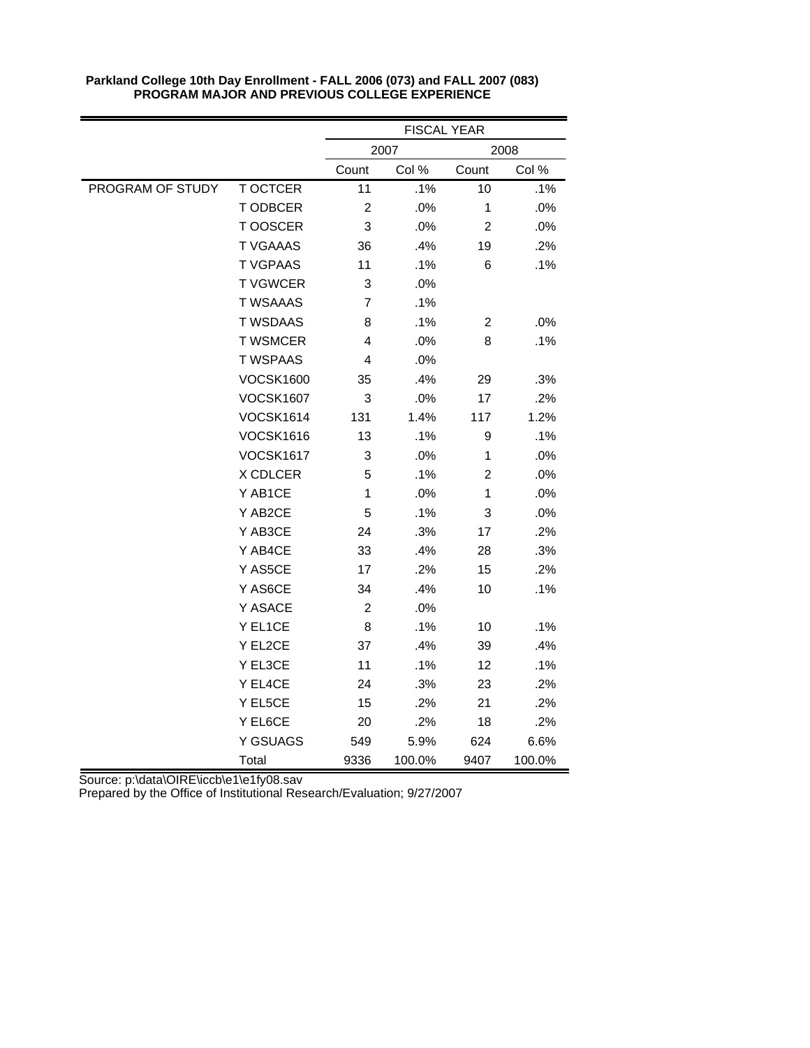**Parkland College 10th Day Enrollment - FALL 2006 (073) and FALL 2007 (083)**
**PROGRAM MAJOR AND PREVIOUS COLLEGE EXPERIENCE**

| | | FISCAL YEAR | | | |
|---|---|---|---|---|---|
| | | 2007 | | 2008 | |
| | | Count | Col % | Count | Col % |
| PROGRAM OF STUDY | T OCTCER | 11 | .1% | 10 | .1% |
| | T ODBCER | 2 | .0% | 1 | .0% |
| | T OOSCER | 3 | .0% | 2 | .0% |
| | T VGAAAS | 36 | .4% | 19 | .2% |
| | T VGPAAS | 11 | .1% | 6 | .1% |
| | T VGWCER | 3 | .0% | | |
| | T WSAAAS | 7 | .1% | | |
| | T WSDAAS | 8 | .1% | 2 | .0% |
| | T WSMCER | 4 | .0% | 8 | .1% |
| | T WSPAAS | 4 | .0% | | |
| | VOCSK1600 | 35 | .4% | 29 | .3% |
| | VOCSK1607 | 3 | .0% | 17 | .2% |
| | VOCSK1614 | 131 | 1.4% | 117 | 1.2% |
| | VOCSK1616 | 13 | .1% | 9 | .1% |
| | VOCSK1617 | 3 | .0% | 1 | .0% |
| | X CDLCER | 5 | .1% | 2 | .0% |
| | Y AB1CE | 1 | .0% | 1 | .0% |
| | Y AB2CE | 5 | .1% | 3 | .0% |
| | Y AB3CE | 24 | .3% | 17 | .2% |
| | Y AB4CE | 33 | .4% | 28 | .3% |
| | Y AS5CE | 17 | .2% | 15 | .2% |
| | Y AS6CE | 34 | .4% | 10 | .1% |
| | Y ASACE | 2 | .0% | | |
| | Y EL1CE | 8 | .1% | 10 | .1% |
| | Y EL2CE | 37 | .4% | 39 | .4% |
| | Y EL3CE | 11 | .1% | 12 | .1% |
| | Y EL4CE | 24 | .3% | 23 | .2% |
| | Y EL5CE | 15 | .2% | 21 | .2% |
| | Y EL6CE | 20 | .2% | 18 | .2% |
| | Y GSUAGS | 549 | 5.9% | 624 | 6.6% |
| | Total | 9336 | 100.0% | 9407 | 100.0% |

Source: p:\data\OIRE\iccb\e1\e1fy08.sav
Prepared by the Office of Institutional Research/Evaluation; 9/27/2007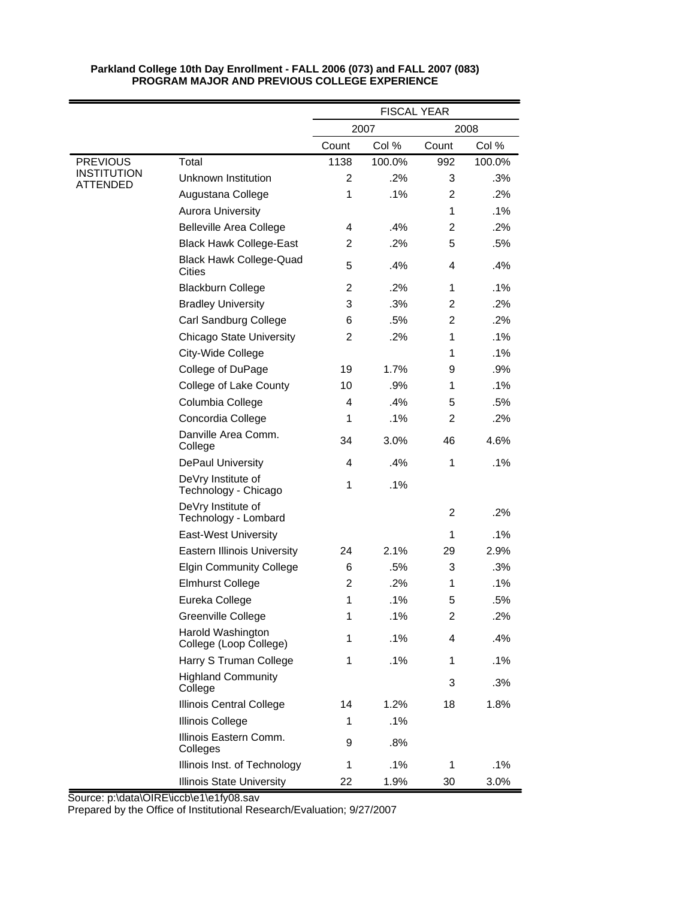**Parkland College 10th Day Enrollment - FALL 2006 (073) and FALL 2007 (083)**
**PROGRAM MAJOR AND PREVIOUS COLLEGE EXPERIENCE**

| | | FISCAL YEAR | | | |
|---|---|---|---|---|---|
| | | 2007 | | 2008 | |
| | | Count | Col % | Count | Col % |
| PREVIOUS INSTITUTION ATTENDED | Total | 1138 | 100.0% | 992 | 100.0% |
| | Unknown Institution | 2 | .2% | 3 | .3% |
| | Augustana College | 1 | .1% | 2 | .2% |
| | Aurora University | | | 1 | .1% |
| | Belleville Area College | 4 | .4% | 2 | .2% |
| | Black Hawk College-East | 2 | .2% | 5 | .5% |
| | Black Hawk College-Quad Cities | 5 | .4% | 4 | .4% |
| | Blackburn College | 2 | .2% | 1 | .1% |
| | Bradley University | 3 | .3% | 2 | .2% |
| | Carl Sandburg College | 6 | .5% | 2 | .2% |
| | Chicago State University | 2 | .2% | 1 | .1% |
| | City-Wide College | | | 1 | .1% |
| | College of DuPage | 19 | 1.7% | 9 | .9% |
| | College of Lake County | 10 | .9% | 1 | .1% |
| | Columbia College | 4 | .4% | 5 | .5% |
| | Concordia College | 1 | .1% | 2 | .2% |
| | Danville Area Comm. College | 34 | 3.0% | 46 | 4.6% |
| | DePaul University | 4 | .4% | 1 | .1% |
| | DeVry Institute of Technology - Chicago | 1 | .1% | | |
| | DeVry Institute of Technology - Lombard | | | 2 | .2% |
| | East-West University | | | 1 | .1% |
| | Eastern Illinois University | 24 | 2.1% | 29 | 2.9% |
| | Elgin Community College | 6 | .5% | 3 | .3% |
| | Elmhurst College | 2 | .2% | 1 | .1% |
| | Eureka College | 1 | .1% | 5 | .5% |
| | Greenville College | 1 | .1% | 2 | .2% |
| | Harold Washington College (Loop College) | 1 | .1% | 4 | .4% |
| | Harry S Truman College | 1 | .1% | 1 | .1% |
| | Highland Community College | | | 3 | .3% |
| | Illinois Central College | 14 | 1.2% | 18 | 1.8% |
| | Illinois College | 1 | .1% | | |
| | Illinois Eastern Comm. Colleges | 9 | .8% | | |
| | Illinois Inst. of Technology | 1 | .1% | 1 | .1% |
| | Illinois State University | 22 | 1.9% | 30 | 3.0% |

Source: p:\data\OIRE\iccb\e1\e1fy08.sav
Prepared by the Office of Institutional Research/Evaluation; 9/27/2007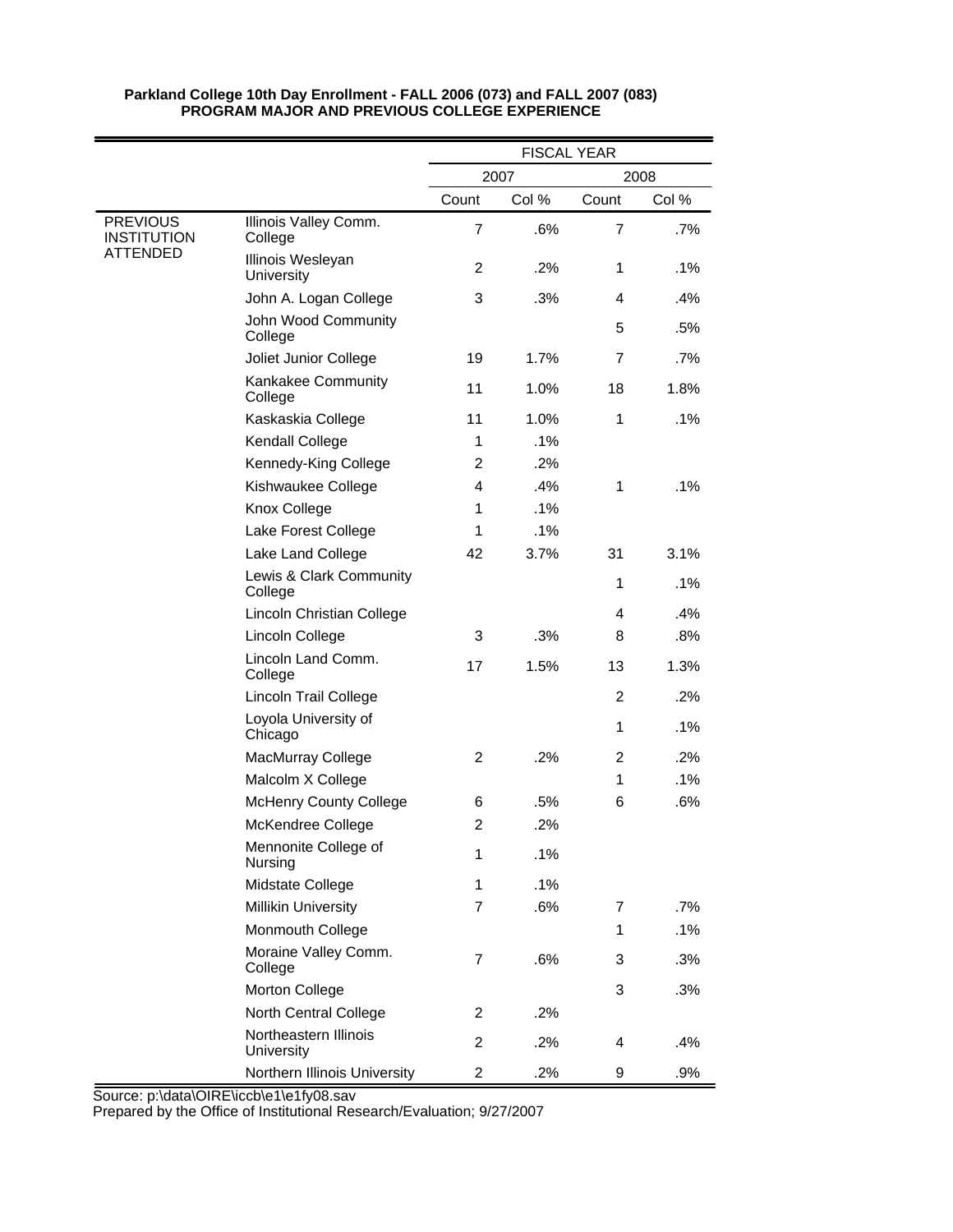**Parkland College 10th Day Enrollment - FALL 2006 (073) and FALL 2007 (083)**
**PROGRAM MAJOR AND PREVIOUS COLLEGE EXPERIENCE**

| | | FISCAL YEAR | | | |
|---|---|---|---|---|---|
| | | 2007 | | 2008 | |
| | | Count | Col % | Count | Col % |
| PREVIOUS INSTITUTION ATTENDED | Illinois Valley Comm. College | 7 | .6% | 7 | .7% |
| | Illinois Wesleyan University | 2 | .2% | 1 | .1% |
| | John A. Logan College | 3 | .3% | 4 | .4% |
| | John Wood Community College | | | 5 | .5% |
| | Joliet Junior College | 19 | 1.7% | 7 | .7% |
| | Kankakee Community College | 11 | 1.0% | 18 | 1.8% |
| | Kaskaskia College | 11 | 1.0% | 1 | .1% |
| | Kendall College | 1 | .1% | | |
| | Kennedy-King College | 2 | .2% | | |
| | Kishwaukee College | 4 | .4% | 1 | .1% |
| | Knox College | 1 | .1% | | |
| | Lake Forest College | 1 | .1% | | |
| | Lake Land College | 42 | 3.7% | 31 | 3.1% |
| | Lewis & Clark Community College | | | 1 | .1% |
| | Lincoln Christian College | | | 4 | .4% |
| | Lincoln College | 3 | .3% | 8 | .8% |
| | Lincoln Land Comm. College | 17 | 1.5% | 13 | 1.3% |
| | Lincoln Trail College | | | 2 | .2% |
| | Loyola University of Chicago | | | 1 | .1% |
| | MacMurray College | 2 | .2% | 2 | .2% |
| | Malcolm X College | | | 1 | .1% |
| | McHenry County College | 6 | .5% | 6 | .6% |
| | McKendree College | 2 | .2% | | |
| | Mennonite College of Nursing | 1 | .1% | | |
| | Midstate College | 1 | .1% | | |
| | Millikin University | 7 | .6% | 7 | .7% |
| | Monmouth College | | | 1 | .1% |
| | Moraine Valley Comm. College | 7 | .6% | 3 | .3% |
| | Morton College | | | 3 | .3% |
| | North Central College | 2 | .2% | | |
| | Northeastern Illinois University | 2 | .2% | 4 | .4% |
| | Northern Illinois University | 2 | .2% | 9 | .9% |

Source: p:\data\OIRE\iccb\e1\e1fy08.sav
Prepared by the Office of Institutional Research/Evaluation; 9/27/2007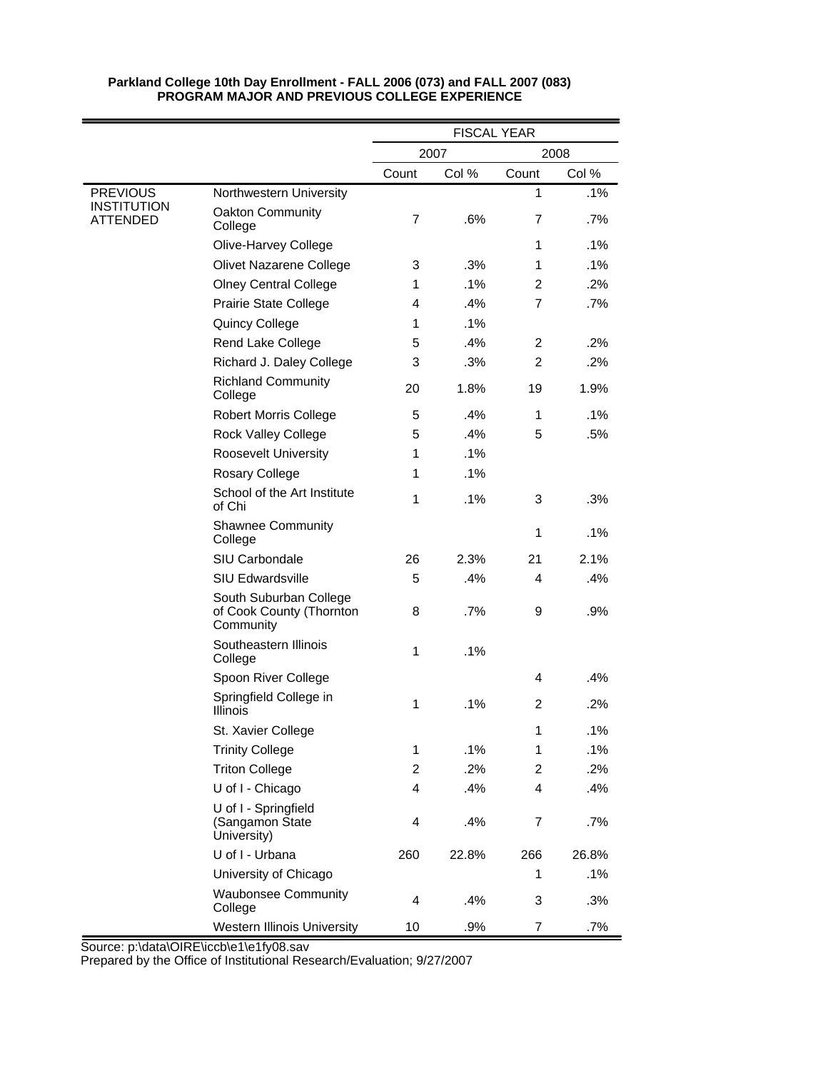**Parkland College 10th Day Enrollment - FALL 2006 (073) and FALL 2007 (083)**
**PROGRAM MAJOR AND PREVIOUS COLLEGE EXPERIENCE**

| | | FISCAL YEAR | | | |
|---|---|---|---|---|---|
| | | 2007 | | 2008 | |
| | | Count | Col % | Count | Col % |
| PREVIOUS INSTITUTION ATTENDED | Northwestern University | | | 1 | .1% |
| | Oakton Community College | 7 | .6% | 7 | .7% |
| | Olive-Harvey College | | | 1 | .1% |
| | Olivet Nazarene College | 3 | .3% | 1 | .1% |
| | Olney Central College | 1 | .1% | 2 | .2% |
| | Prairie State College | 4 | .4% | 7 | .7% |
| | Quincy College | 1 | .1% | | |
| | Rend Lake College | 5 | .4% | 2 | .2% |
| | Richard J. Daley College | 3 | .3% | 2 | .2% |
| | Richland Community College | 20 | 1.8% | 19 | 1.9% |
| | Robert Morris College | 5 | .4% | 1 | .1% |
| | Rock Valley College | 5 | .4% | 5 | .5% |
| | Roosevelt University | 1 | .1% | | |
| | Rosary College | 1 | .1% | | |
| | School of the Art Institute of Chi | 1 | .1% | 3 | .3% |
| | Shawnee Community College | | | 1 | .1% |
| | SIU Carbondale | 26 | 2.3% | 21 | 2.1% |
| | SIU Edwardsville | 5 | .4% | 4 | .4% |
| | South Suburban College of Cook County (Thornton Community | 8 | .7% | 9 | .9% |
| | Southeastern Illinois College | 1 | .1% | | |
| | Spoon River College | | | 4 | .4% |
| | Springfield College in Illinois | 1 | .1% | 2 | .2% |
| | St. Xavier College | | | 1 | .1% |
| | Trinity College | 1 | .1% | 1 | .1% |
| | Triton College | 2 | .2% | 2 | .2% |
| | U of I - Chicago | 4 | .4% | 4 | .4% |
| | U of I - Springfield (Sangamon State University) | 4 | .4% | 7 | .7% |
| | U of I - Urbana | 260 | 22.8% | 266 | 26.8% |
| | University of Chicago | | | 1 | .1% |
| | Waubonsee Community College | 4 | .4% | 3 | .3% |
| | Western Illinois University | 10 | .9% | 7 | .7% |

Source: p:\data\OIRE\iccb\e1\e1fy08.sav
Prepared by the Office of Institutional Research/Evaluation; 9/27/2007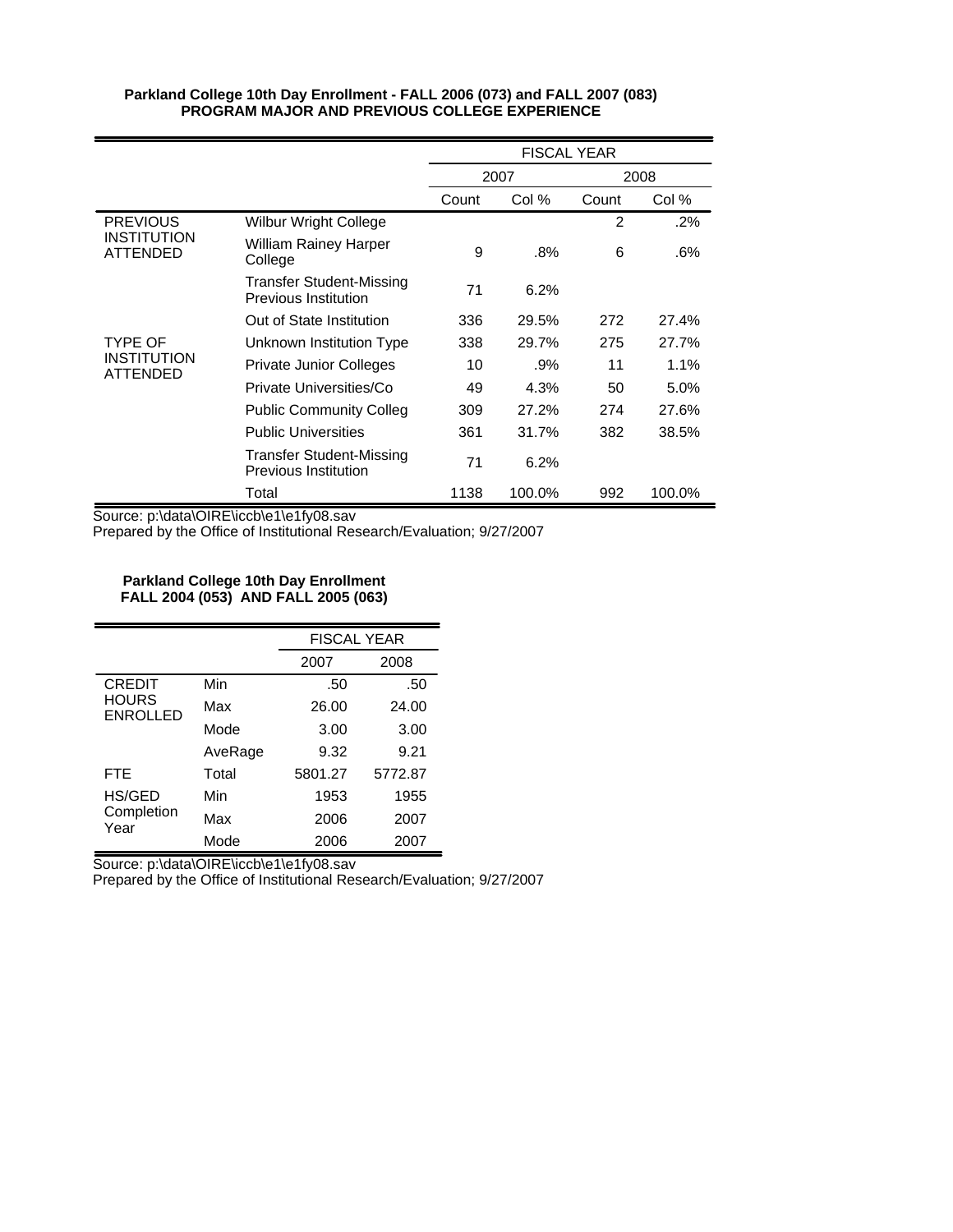**Parkland College 10th Day Enrollment - FALL 2006 (073) and FALL 2007 (083)**
**PROGRAM MAJOR AND PREVIOUS COLLEGE EXPERIENCE**

| | | FISCAL YEAR | | | |
|---|---|---|---|---|---|
| | | 2007 | | 2008 | |
| | | Count | Col % | Count | Col % |
| PREVIOUS INSTITUTION ATTENDED | Wilbur Wright College | | | 2 | .2% |
| | William Rainey Harper College | 9 | .8% | 6 | .6% |
| | Transfer Student-Missing Previous Institution | 71 | 6.2% | | |
| TYPE OF INSTITUTION ATTENDED | Out of State Institution | 336 | 29.5% | 272 | 27.4% |
| | Unknown Institution Type | 338 | 29.7% | 275 | 27.7% |
| | Private Junior Colleges | 10 | .9% | 11 | 1.1% |
| | Private Universities/Co | 49 | 4.3% | 50 | 5.0% |
| | Public Community Colleg | 309 | 27.2% | 274 | 27.6% |
| | Public Universities | 361 | 31.7% | 382 | 38.5% |
| | Transfer Student-Missing Previous Institution | 71 | 6.2% | | |
| | Total | 1138 | 100.0% | 992 | 100.0% |

Source: p:\data\OIRE\iccb\e1\e1fy08.sav
Prepared by the Office of Institutional Research/Evaluation; 9/27/2007

**Parkland College 10th Day Enrollment**
**FALL 2004 (053) AND FALL 2005 (063)**

| | | FISCAL YEAR | |
|---|---|---|---|
| | | 2007 | 2008 |
| CREDIT HOURS ENROLLED | Min | .50 | .50 |
| | Max | 26.00 | 24.00 |
| | Mode | 3.00 | 3.00 |
| | AveRage | 9.32 | 9.21 |
| FTE | Total | 5801.27 | 5772.87 |
| HS/GED Completion Year | Min | 1953 | 1955 |
| | Max | 2006 | 2007 |
| | Mode | 2006 | 2007 |

Source: p:\data\OIRE\iccb\e1\e1fy08.sav
Prepared by the Office of Institutional Research/Evaluation; 9/27/2007